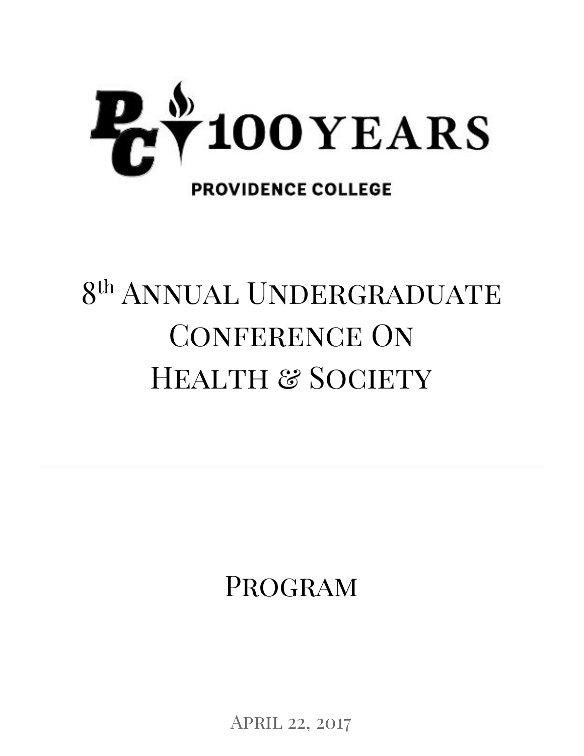PC 100 YEARS

PROVIDENCE COLLEGE

# 8th Annual Undergraduate Conference On Health & Society

---

## Program

April 22, 2017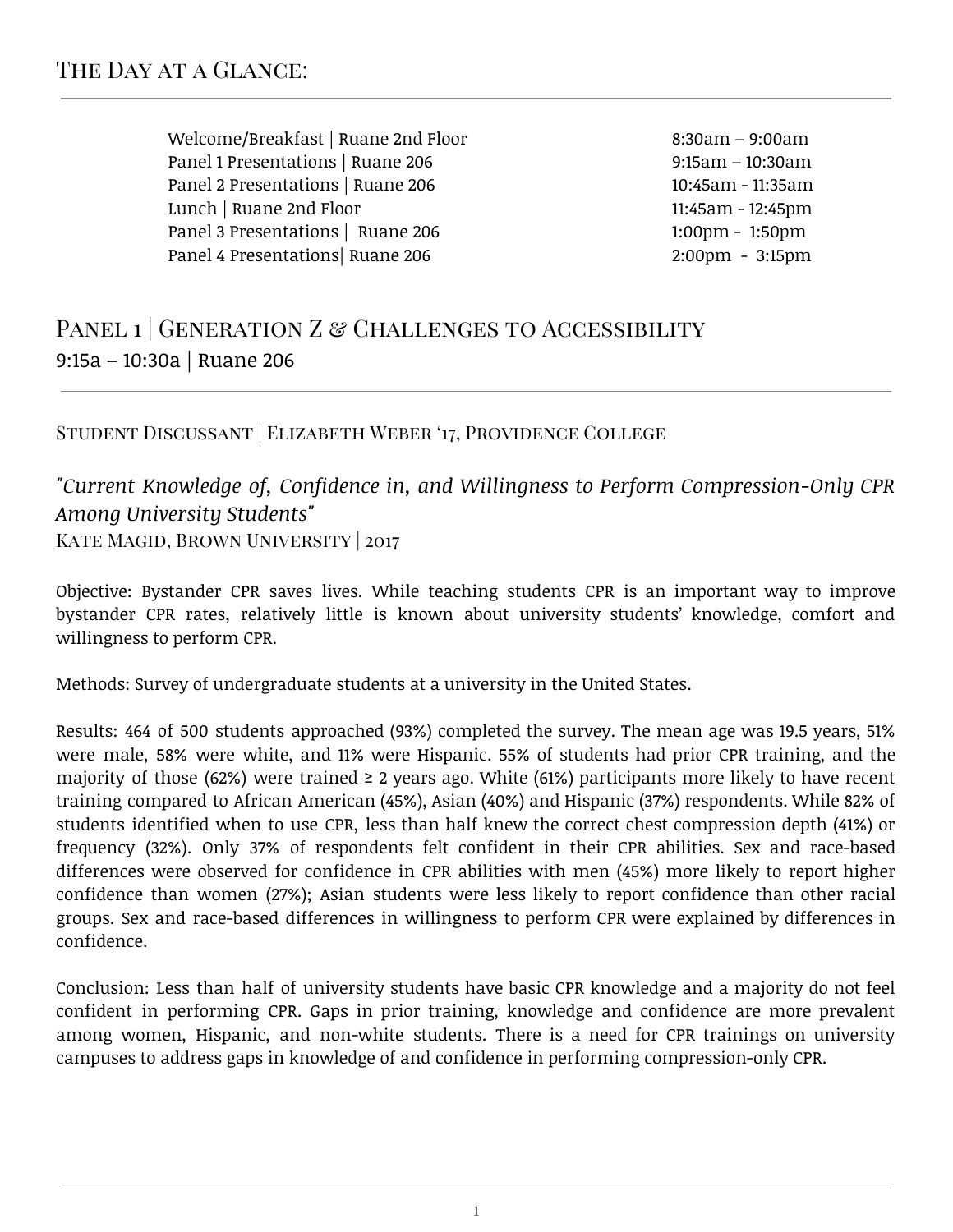## The Day at a Glance:

| | |
|---|---|
| Welcome/Breakfast \| Ruane 2nd Floor | 8:30am – 9:00am |
| Panel 1 Presentations \| Ruane 206 | 9:15am – 10:30am |
| Panel 2 Presentations \| Ruane 206 | 10:45am - 11:35am |
| Lunch \| Ruane 2nd Floor | 11:45am - 12:45pm |
| Panel 3 Presentations \| Ruane 206 | 1:00pm - 1:50pm |
| Panel 4 Presentations\| Ruane 206 | 2:00pm - 3:15pm |

## Panel 1 | Generation Z & Challenges to Accessibility

9:15a – 10:30a | Ruane 206

### Student Discussant | Elizabeth Weber '17, Providence College

*"Current Knowledge of, Confidence in, and Willingness to Perform Compression-Only CPR Among University Students"*

Kate Magid, Brown University | 2017

Objective: Bystander CPR saves lives. While teaching students CPR is an important way to improve bystander CPR rates, relatively little is known about university students' knowledge, comfort and willingness to perform CPR.

Methods: Survey of undergraduate students at a university in the United States.

Results: 464 of 500 students approached (93%) completed the survey. The mean age was 19.5 years, 51% were male, 58% were white, and 11% were Hispanic. 55% of students had prior CPR training, and the majority of those (62%) were trained ≥ 2 years ago. White (61%) participants more likely to have recent training compared to African American (45%), Asian (40%) and Hispanic (37%) respondents. While 82% of students identified when to use CPR, less than half knew the correct chest compression depth (41%) or frequency (32%). Only 37% of respondents felt confident in their CPR abilities. Sex and race-based differences were observed for confidence in CPR abilities with men (45%) more likely to report higher confidence than women (27%); Asian students were less likely to report confidence than other racial groups. Sex and race-based differences in willingness to perform CPR were explained by differences in confidence.

Conclusion: Less than half of university students have basic CPR knowledge and a majority do not feel confident in performing CPR. Gaps in prior training, knowledge and confidence are more prevalent among women, Hispanic, and non-white students. There is a need for CPR trainings on university campuses to address gaps in knowledge of and confidence in performing compression-only CPR.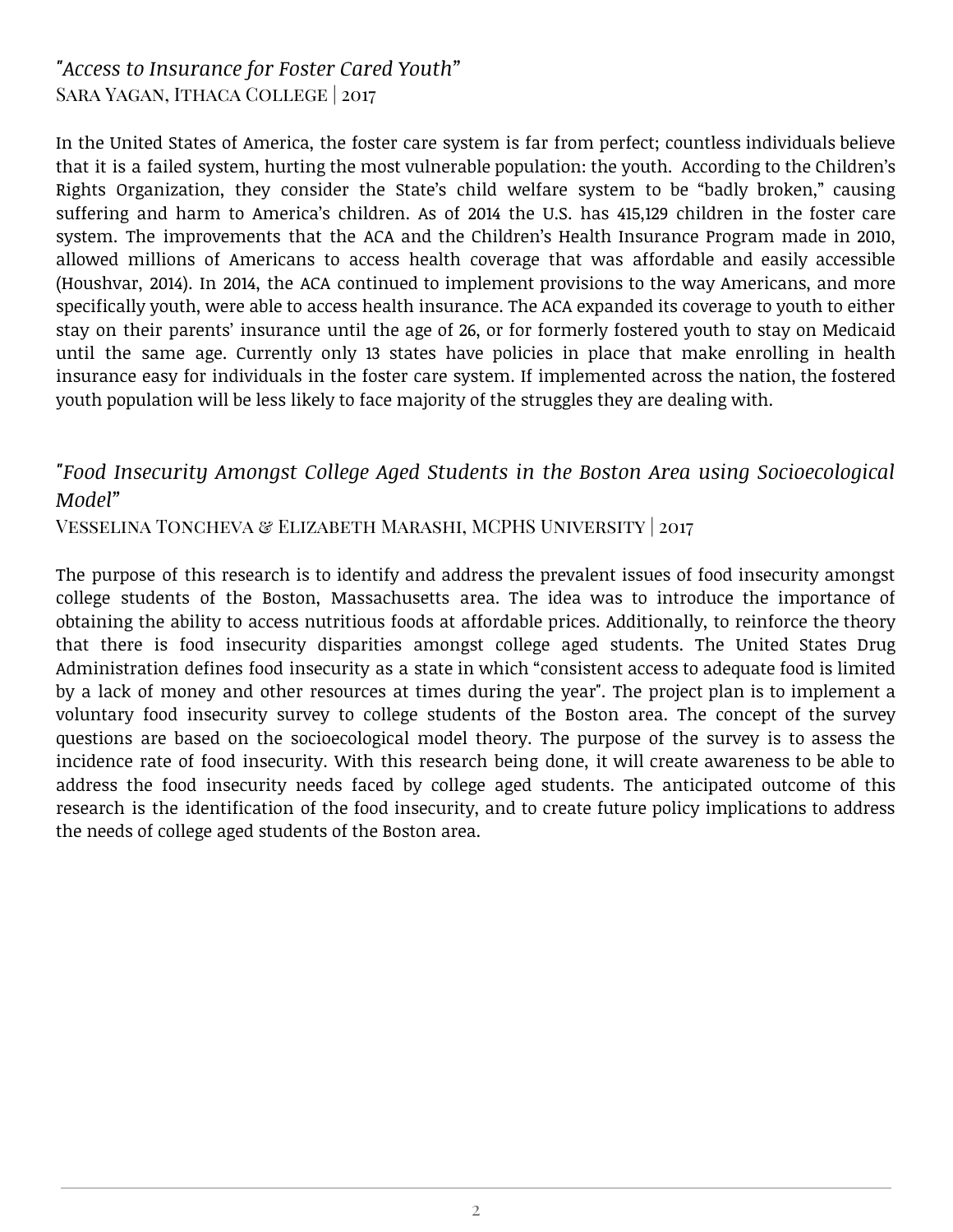### *"Access to Insurance for Foster Cared Youth"*

Sara Yagan, Ithaca College | 2017

In the United States of America, the foster care system is far from perfect; countless individuals believe that it is a failed system, hurting the most vulnerable population: the youth. According to the Children's Rights Organization, they consider the State's child welfare system to be "badly broken," causing suffering and harm to America's children. As of 2014 the U.S. has 415,129 children in the foster care system. The improvements that the ACA and the Children's Health Insurance Program made in 2010, allowed millions of Americans to access health coverage that was affordable and easily accessible (Houshvar, 2014). In 2014, the ACA continued to implement provisions to the way Americans, and more specifically youth, were able to access health insurance. The ACA expanded its coverage to youth to either stay on their parents' insurance until the age of 26, or for formerly fostered youth to stay on Medicaid until the same age. Currently only 13 states have policies in place that make enrolling in health insurance easy for individuals in the foster care system. If implemented across the nation, the fostered youth population will be less likely to face majority of the struggles they are dealing with.

### *"Food Insecurity Amongst College Aged Students in the Boston Area using Socioecological Model"*

Vesselina Toncheva & Elizabeth Marashi, MCPHS University | 2017

The purpose of this research is to identify and address the prevalent issues of food insecurity amongst college students of the Boston, Massachusetts area. The idea was to introduce the importance of obtaining the ability to access nutritious foods at affordable prices. Additionally, to reinforce the theory that there is food insecurity disparities amongst college aged students. The United States Drug Administration defines food insecurity as a state in which "consistent access to adequate food is limited by a lack of money and other resources at times during the year". The project plan is to implement a voluntary food insecurity survey to college students of the Boston area. The concept of the survey questions are based on the socioecological model theory. The purpose of the survey is to assess the incidence rate of food insecurity. With this research being done, it will create awareness to be able to address the food insecurity needs faced by college aged students. The anticipated outcome of this research is the identification of the food insecurity, and to create future policy implications to address the needs of college aged students of the Boston area.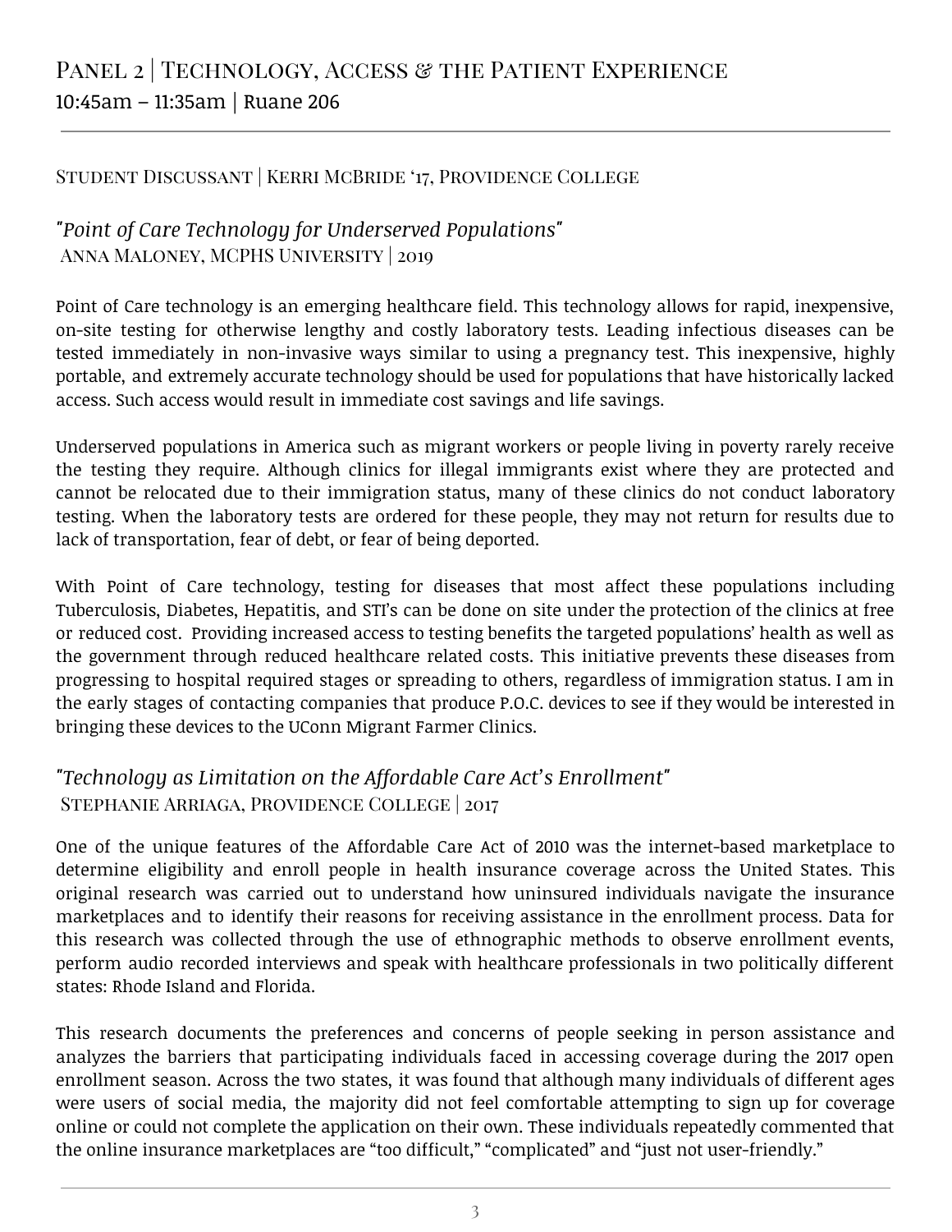## Panel 2 | Technology, Access & the Patient Experience

10:45am – 11:35am | Ruane 206

---

Student Discussant | Kerri McBride '17, Providence College

### *"Point of Care Technology for Underserved Populations"*

Anna Maloney, MCPHS University | 2019

Point of Care technology is an emerging healthcare field. This technology allows for rapid, inexpensive, on-site testing for otherwise lengthy and costly laboratory tests. Leading infectious diseases can be tested immediately in non-invasive ways similar to using a pregnancy test. This inexpensive, highly portable, and extremely accurate technology should be used for populations that have historically lacked access. Such access would result in immediate cost savings and life savings.

Underserved populations in America such as migrant workers or people living in poverty rarely receive the testing they require. Although clinics for illegal immigrants exist where they are protected and cannot be relocated due to their immigration status, many of these clinics do not conduct laboratory testing. When the laboratory tests are ordered for these people, they may not return for results due to lack of transportation, fear of debt, or fear of being deported.

With Point of Care technology, testing for diseases that most affect these populations including Tuberculosis, Diabetes, Hepatitis, and STI's can be done on site under the protection of the clinics at free or reduced cost. Providing increased access to testing benefits the targeted populations' health as well as the government through reduced healthcare related costs. This initiative prevents these diseases from progressing to hospital required stages or spreading to others, regardless of immigration status. I am in the early stages of contacting companies that produce P.O.C. devices to see if they would be interested in bringing these devices to the UConn Migrant Farmer Clinics.

### *"Technology as Limitation on the Affordable Care Act's Enrollment"*

Stephanie Arriaga, Providence College | 2017

One of the unique features of the Affordable Care Act of 2010 was the internet-based marketplace to determine eligibility and enroll people in health insurance coverage across the United States. This original research was carried out to understand how uninsured individuals navigate the insurance marketplaces and to identify their reasons for receiving assistance in the enrollment process. Data for this research was collected through the use of ethnographic methods to observe enrollment events, perform audio recorded interviews and speak with healthcare professionals in two politically different states: Rhode Island and Florida.

This research documents the preferences and concerns of people seeking in person assistance and analyzes the barriers that participating individuals faced in accessing coverage during the 2017 open enrollment season. Across the two states, it was found that although many individuals of different ages were users of social media, the majority did not feel comfortable attempting to sign up for coverage online or could not complete the application on their own. These individuals repeatedly commented that the online insurance marketplaces are "too difficult," "complicated" and "just not user-friendly."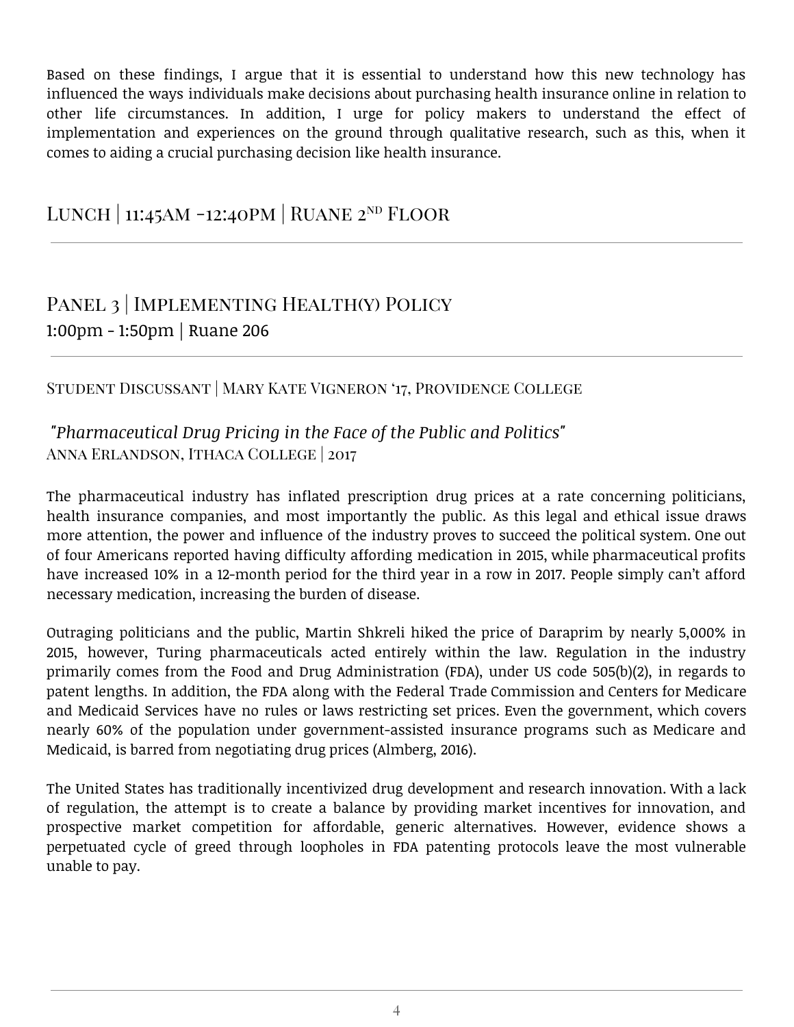Based on these findings, I argue that it is essential to understand how this new technology has influenced the ways individuals make decisions about purchasing health insurance online in relation to other life circumstances. In addition, I urge for policy makers to understand the effect of implementation and experiences on the ground through qualitative research, such as this, when it comes to aiding a crucial purchasing decision like health insurance.

## Lunch | 11:45AM -12:40PM | Ruane 2nd Floor

---

## Panel 3 | Implementing Health(y) Policy

1:00pm - 1:50pm | Ruane 206

---

### Student Discussant | Mary Kate Vigneron '17, Providence College

*"Pharmaceutical Drug Pricing in the Face of the Public and Politics"*
Anna Erlandson, Ithaca College | 2017

The pharmaceutical industry has inflated prescription drug prices at a rate concerning politicians, health insurance companies, and most importantly the public. As this legal and ethical issue draws more attention, the power and influence of the industry proves to succeed the political system. One out of four Americans reported having difficulty affording medication in 2015, while pharmaceutical profits have increased 10% in a 12-month period for the third year in a row in 2017. People simply can't afford necessary medication, increasing the burden of disease.

Outraging politicians and the public, Martin Shkreli hiked the price of Daraprim by nearly 5,000% in 2015, however, Turing pharmaceuticals acted entirely within the law. Regulation in the industry primarily comes from the Food and Drug Administration (FDA), under US code 505(b)(2), in regards to patent lengths. In addition, the FDA along with the Federal Trade Commission and Centers for Medicare and Medicaid Services have no rules or laws restricting set prices. Even the government, which covers nearly 60% of the population under government-assisted insurance programs such as Medicare and Medicaid, is barred from negotiating drug prices (Almberg, 2016).

The United States has traditionally incentivized drug development and research innovation. With a lack of regulation, the attempt is to create a balance by providing market incentives for innovation, and prospective market competition for affordable, generic alternatives. However, evidence shows a perpetuated cycle of greed through loopholes in FDA patenting protocols leave the most vulnerable unable to pay.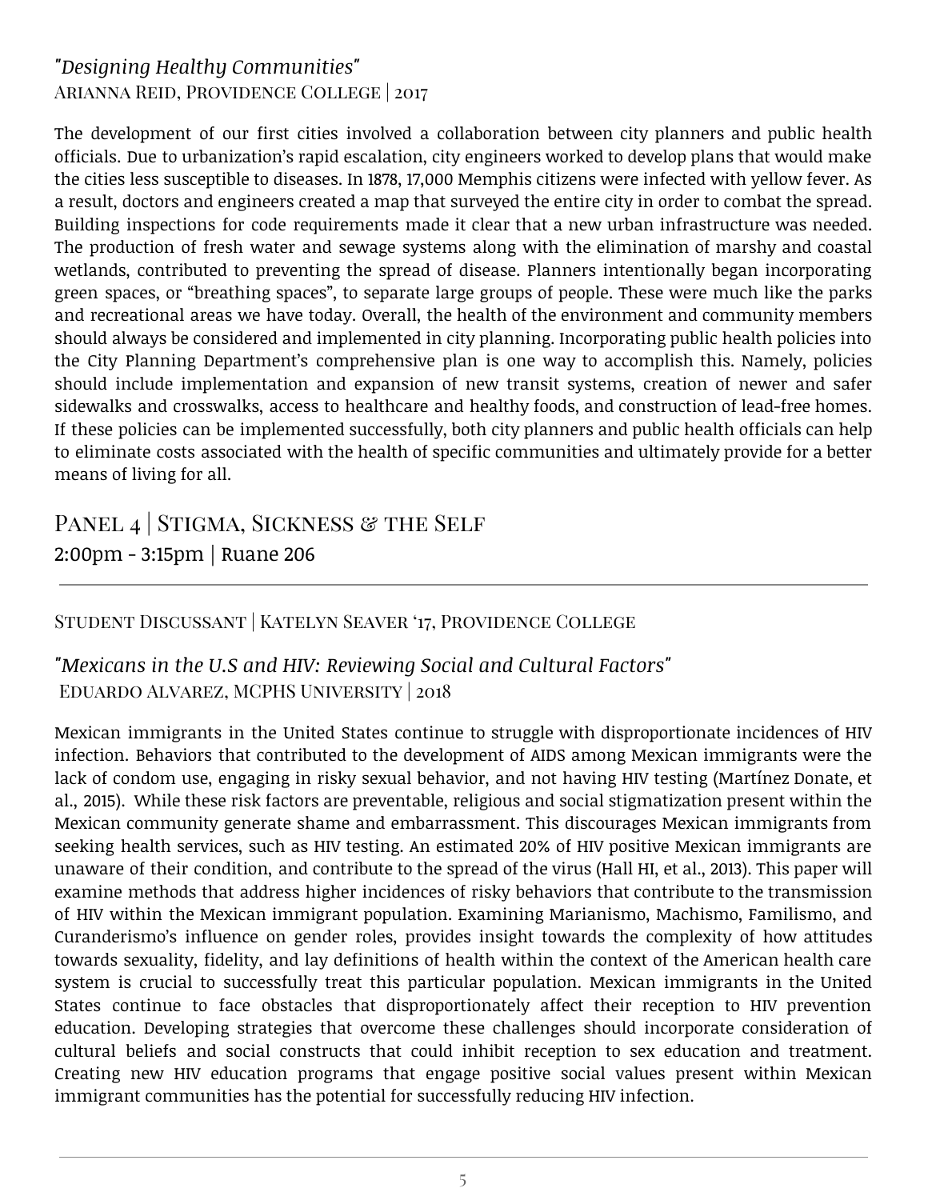### *"Designing Healthy Communities"*

Arianna Reid, Providence College | 2017

The development of our first cities involved a collaboration between city planners and public health officials. Due to urbanization's rapid escalation, city engineers worked to develop plans that would make the cities less susceptible to diseases. In 1878, 17,000 Memphis citizens were infected with yellow fever. As a result, doctors and engineers created a map that surveyed the entire city in order to combat the spread. Building inspections for code requirements made it clear that a new urban infrastructure was needed. The production of fresh water and sewage systems along with the elimination of marshy and coastal wetlands, contributed to preventing the spread of disease. Planners intentionally began incorporating green spaces, or "breathing spaces", to separate large groups of people. These were much like the parks and recreational areas we have today. Overall, the health of the environment and community members should always be considered and implemented in city planning. Incorporating public health policies into the City Planning Department's comprehensive plan is one way to accomplish this. Namely, policies should include implementation and expansion of new transit systems, creation of newer and safer sidewalks and crosswalks, access to healthcare and healthy foods, and construction of lead-free homes. If these policies can be implemented successfully, both city planners and public health officials can help to eliminate costs associated with the health of specific communities and ultimately provide for a better means of living for all.

## Panel 4 | Stigma, Sickness & the Self

2:00pm - 3:15pm | Ruane 206

Student Discussant | Katelyn Seaver '17, Providence College

### *"Mexicans in the U.S and HIV: Reviewing Social and Cultural Factors"*

Eduardo Alvarez, MCPHS University | 2018

Mexican immigrants in the United States continue to struggle with disproportionate incidences of HIV infection. Behaviors that contributed to the development of AIDS among Mexican immigrants were the lack of condom use, engaging in risky sexual behavior, and not having HIV testing (Martínez Donate, et al., 2015). While these risk factors are preventable, religious and social stigmatization present within the Mexican community generate shame and embarrassment. This discourages Mexican immigrants from seeking health services, such as HIV testing. An estimated 20% of HIV positive Mexican immigrants are unaware of their condition, and contribute to the spread of the virus (Hall HI, et al., 2013). This paper will examine methods that address higher incidences of risky behaviors that contribute to the transmission of HIV within the Mexican immigrant population. Examining Marianismo, Machismo, Familismo, and Curanderismo's influence on gender roles, provides insight towards the complexity of how attitudes towards sexuality, fidelity, and lay definitions of health within the context of the American health care system is crucial to successfully treat this particular population. Mexican immigrants in the United States continue to face obstacles that disproportionately affect their reception to HIV prevention education. Developing strategies that overcome these challenges should incorporate consideration of cultural beliefs and social constructs that could inhibit reception to sex education and treatment. Creating new HIV education programs that engage positive social values present within Mexican immigrant communities has the potential for successfully reducing HIV infection.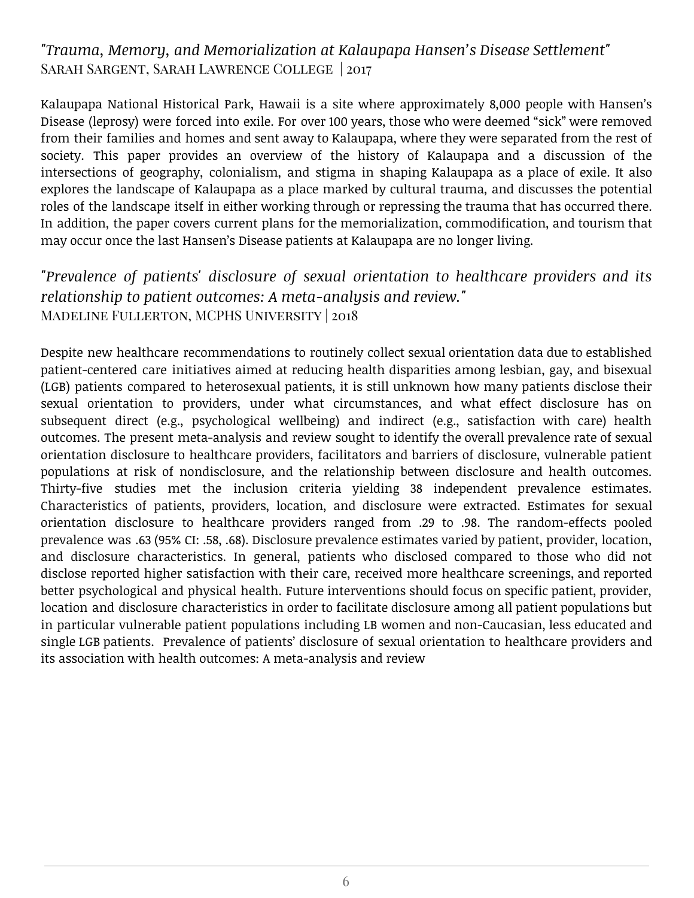### *"Trauma, Memory, and Memorialization at Kalaupapa Hansen's Disease Settlement"*

Sarah Sargent, Sarah Lawrence College | 2017

Kalaupapa National Historical Park, Hawaii is a site where approximately 8,000 people with Hansen's Disease (leprosy) were forced into exile. For over 100 years, those who were deemed "sick" were removed from their families and homes and sent away to Kalaupapa, where they were separated from the rest of society. This paper provides an overview of the history of Kalaupapa and a discussion of the intersections of geography, colonialism, and stigma in shaping Kalaupapa as a place of exile. It also explores the landscape of Kalaupapa as a place marked by cultural trauma, and discusses the potential roles of the landscape itself in either working through or repressing the trauma that has occurred there. In addition, the paper covers current plans for the memorialization, commodification, and tourism that may occur once the last Hansen's Disease patients at Kalaupapa are no longer living.

### *"Prevalence of patients' disclosure of sexual orientation to healthcare providers and its relationship to patient outcomes: A meta-analysis and review."*

Madeline Fullerton, MCPHS University | 2018

Despite new healthcare recommendations to routinely collect sexual orientation data due to established patient-centered care initiatives aimed at reducing health disparities among lesbian, gay, and bisexual (LGB) patients compared to heterosexual patients, it is still unknown how many patients disclose their sexual orientation to providers, under what circumstances, and what effect disclosure has on subsequent direct (e.g., psychological wellbeing) and indirect (e.g., satisfaction with care) health outcomes. The present meta-analysis and review sought to identify the overall prevalence rate of sexual orientation disclosure to healthcare providers, facilitators and barriers of disclosure, vulnerable patient populations at risk of nondisclosure, and the relationship between disclosure and health outcomes. Thirty-five studies met the inclusion criteria yielding 38 independent prevalence estimates. Characteristics of patients, providers, location, and disclosure were extracted. Estimates for sexual orientation disclosure to healthcare providers ranged from .29 to .98. The random-effects pooled prevalence was .63 (95% CI: .58, .68). Disclosure prevalence estimates varied by patient, provider, location, and disclosure characteristics. In general, patients who disclosed compared to those who did not disclose reported higher satisfaction with their care, received more healthcare screenings, and reported better psychological and physical health. Future interventions should focus on specific patient, provider, location and disclosure characteristics in order to facilitate disclosure among all patient populations but in particular vulnerable patient populations including LB women and non-Caucasian, less educated and single LGB patients. Prevalence of patients' disclosure of sexual orientation to healthcare providers and its association with health outcomes: A meta-analysis and review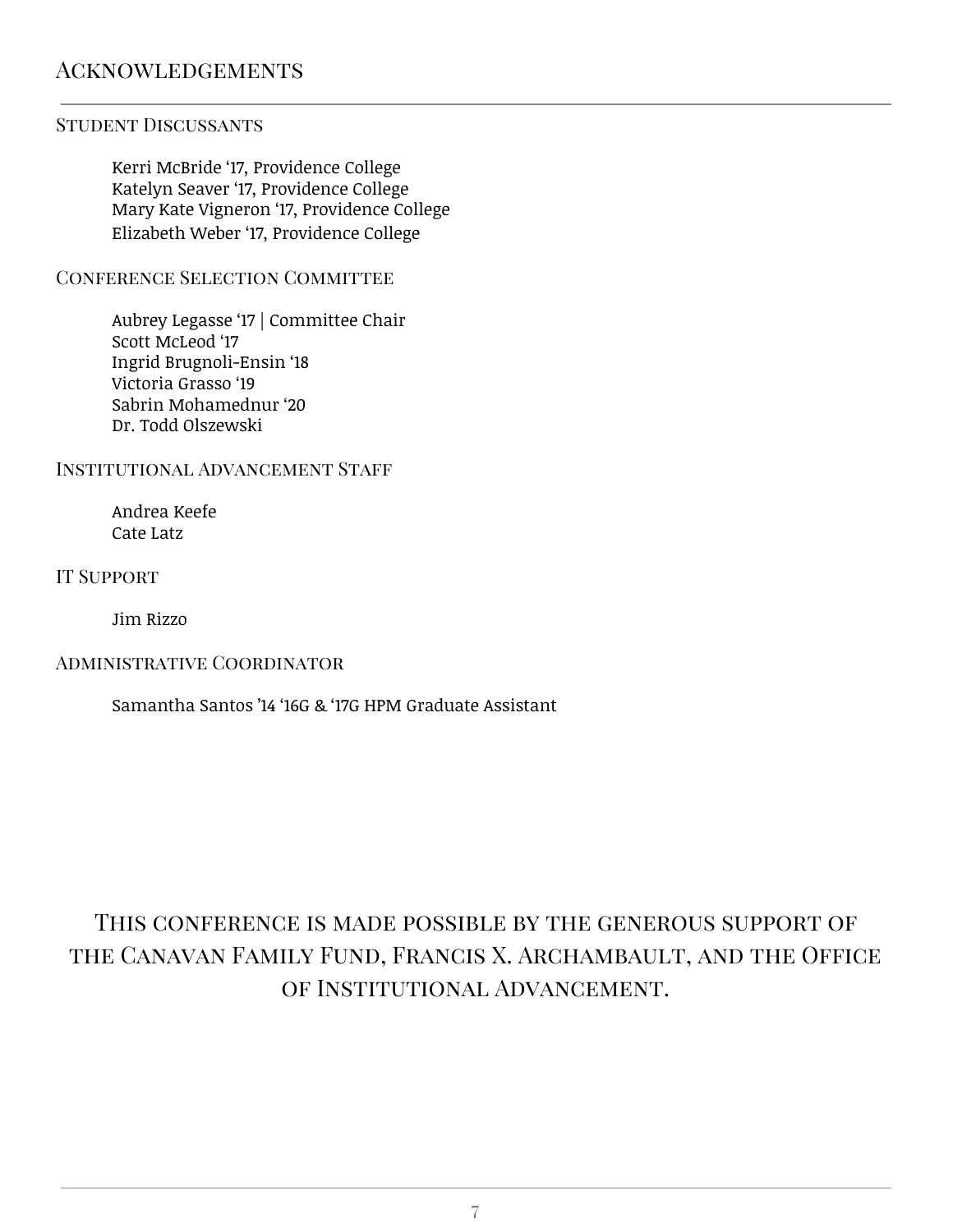# Acknowledgements

### Student Discussants

Kerri McBride '17, Providence College
Katelyn Seaver '17, Providence College
Mary Kate Vigneron '17, Providence College
Elizabeth Weber '17, Providence College

### Conference Selection Committee

Aubrey Legasse '17 | Committee Chair
Scott McLeod '17
Ingrid Brugnoli-Ensin '18
Victoria Grasso '19
Sabrin Mohamednur '20
Dr. Todd Olszewski

### Institutional Advancement Staff

Andrea Keefe
Cate Latz

### IT Support

Jim Rizzo

### Administrative Coordinator

Samantha Santos '14 '16G & '17G HPM Graduate Assistant

This conference is made possible by the generous support of the Canavan Family Fund, Francis X. Archambault, and the Office of Institutional Advancement.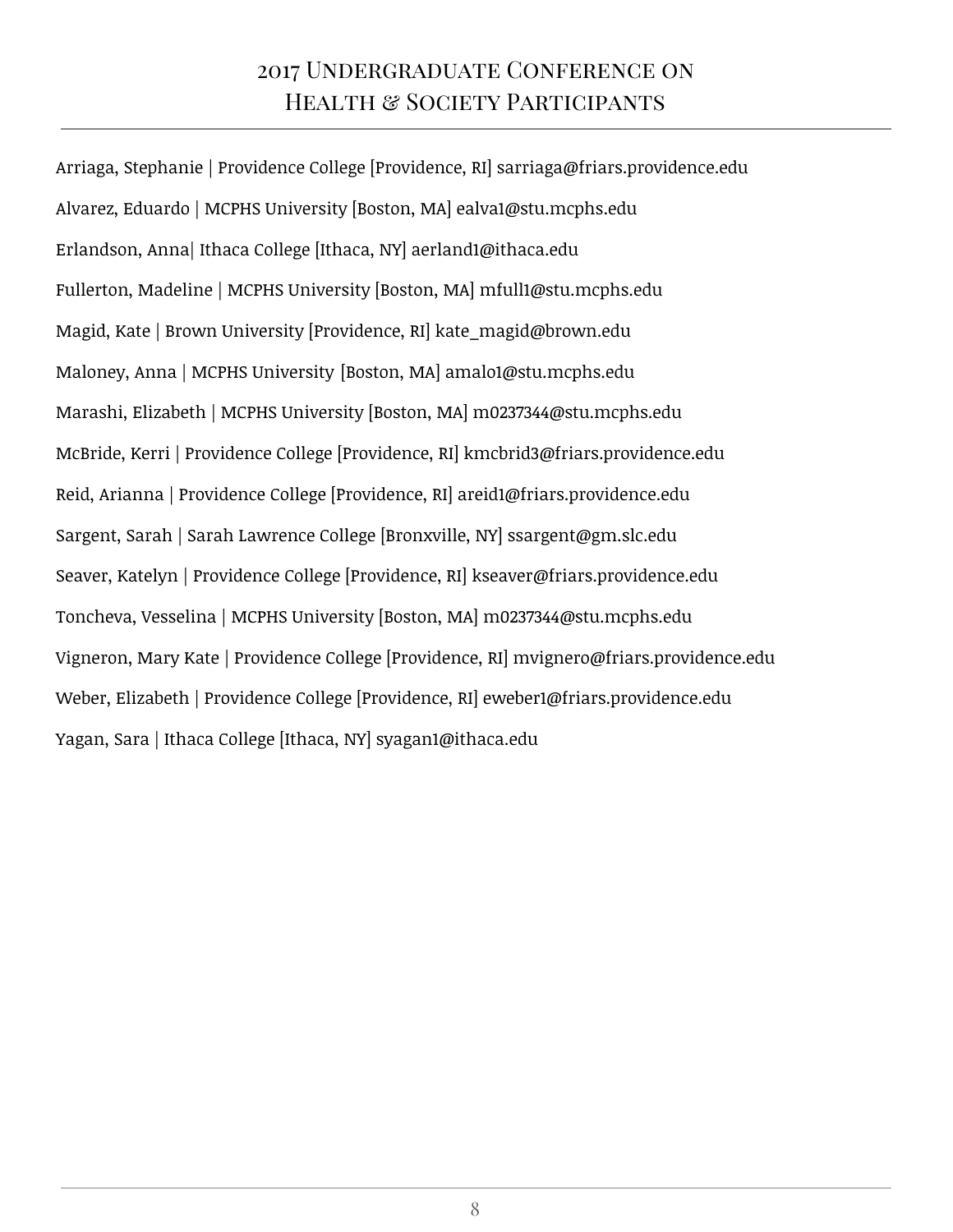# 2017 Undergraduate Conference on Health & Society Participants

Arriaga, Stephanie | Providence College [Providence, RI] sarriaga@friars.providence.edu

Alvarez, Eduardo | MCPHS University [Boston, MA] ealva1@stu.mcphs.edu

Erlandson, Anna| Ithaca College [Ithaca, NY] aerland1@ithaca.edu

Fullerton, Madeline | MCPHS University [Boston, MA] mfull1@stu.mcphs.edu

Magid, Kate | Brown University [Providence, RI] kate_magid@brown.edu

Maloney, Anna | MCPHS University [Boston, MA] amalo1@stu.mcphs.edu

Marashi, Elizabeth | MCPHS University [Boston, MA] m0237344@stu.mcphs.edu

McBride, Kerri | Providence College [Providence, RI] kmcbrid3@friars.providence.edu

Reid, Arianna | Providence College [Providence, RI] areid1@friars.providence.edu

Sargent, Sarah | Sarah Lawrence College [Bronxville, NY] ssargent@gm.slc.edu

Seaver, Katelyn | Providence College [Providence, RI] kseaver@friars.providence.edu

Toncheva, Vesselina | MCPHS University [Boston, MA] m0237344@stu.mcphs.edu

Vigneron, Mary Kate | Providence College [Providence, RI] mvignero@friars.providence.edu

Weber, Elizabeth | Providence College [Providence, RI] eweber1@friars.providence.edu

Yagan, Sara | Ithaca College [Ithaca, NY] syagan1@ithaca.edu